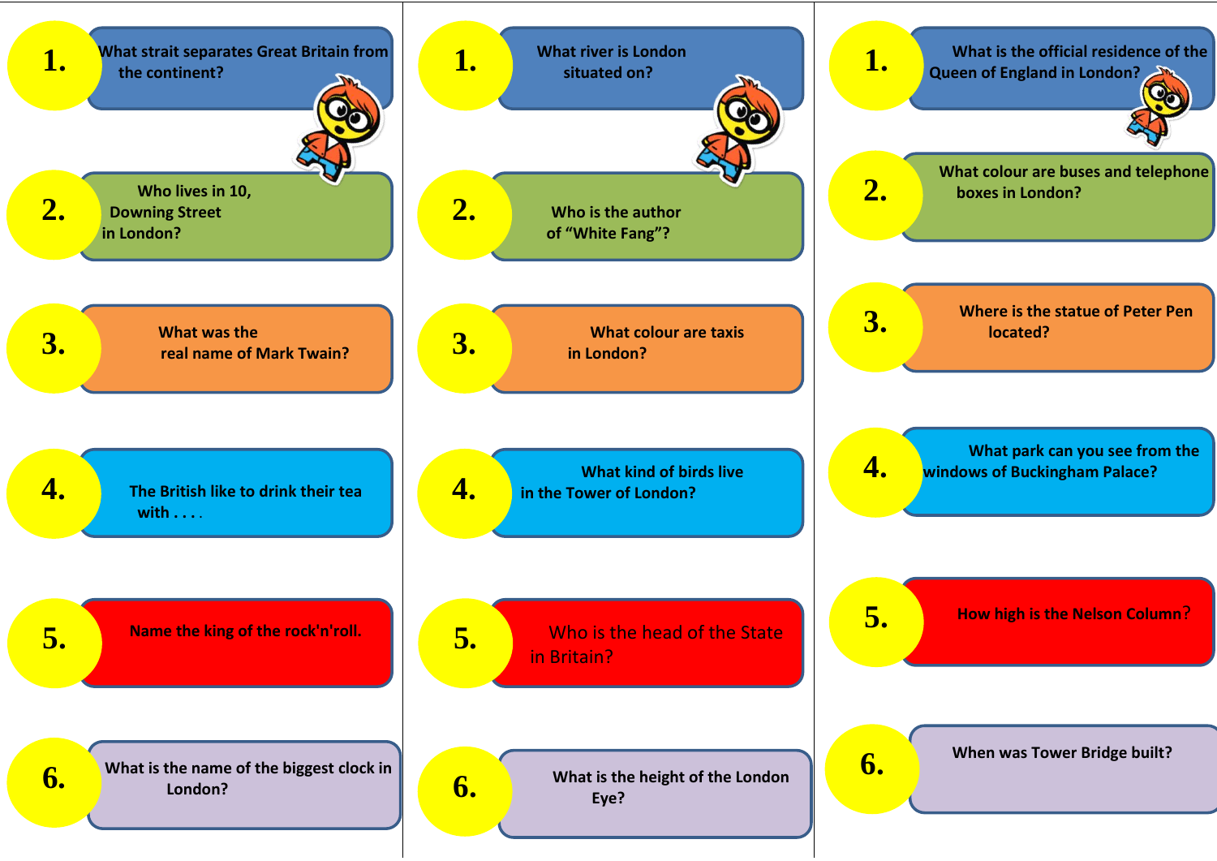1. What strait separates Great Britain from the continent?
2. Who lives in 10, Downing Street in London?
3. What was the real name of Mark Twain?
4. The British like to drink their tea with . . . .
5. Name the king of the rock'n'roll.
6. What is the name of the biggest clock in London?

1. What river is London situated on?
2. Who is the author of "White Fang"?
3. What colour are taxis in London?
4. What kind of birds live in the Tower of London?
5. Who is the head of the State in Britain?
6. What is the height of the London Eye?

1. What is the official residence of the Queen of England in London?
2. What colour are buses and telephone boxes in London?
3. Where is the statue of Peter Pen located?
4. What park can you see from the windows of Buckingham Palace?
5. How high is the Nelson Column?
6. When was Tower Bridge built?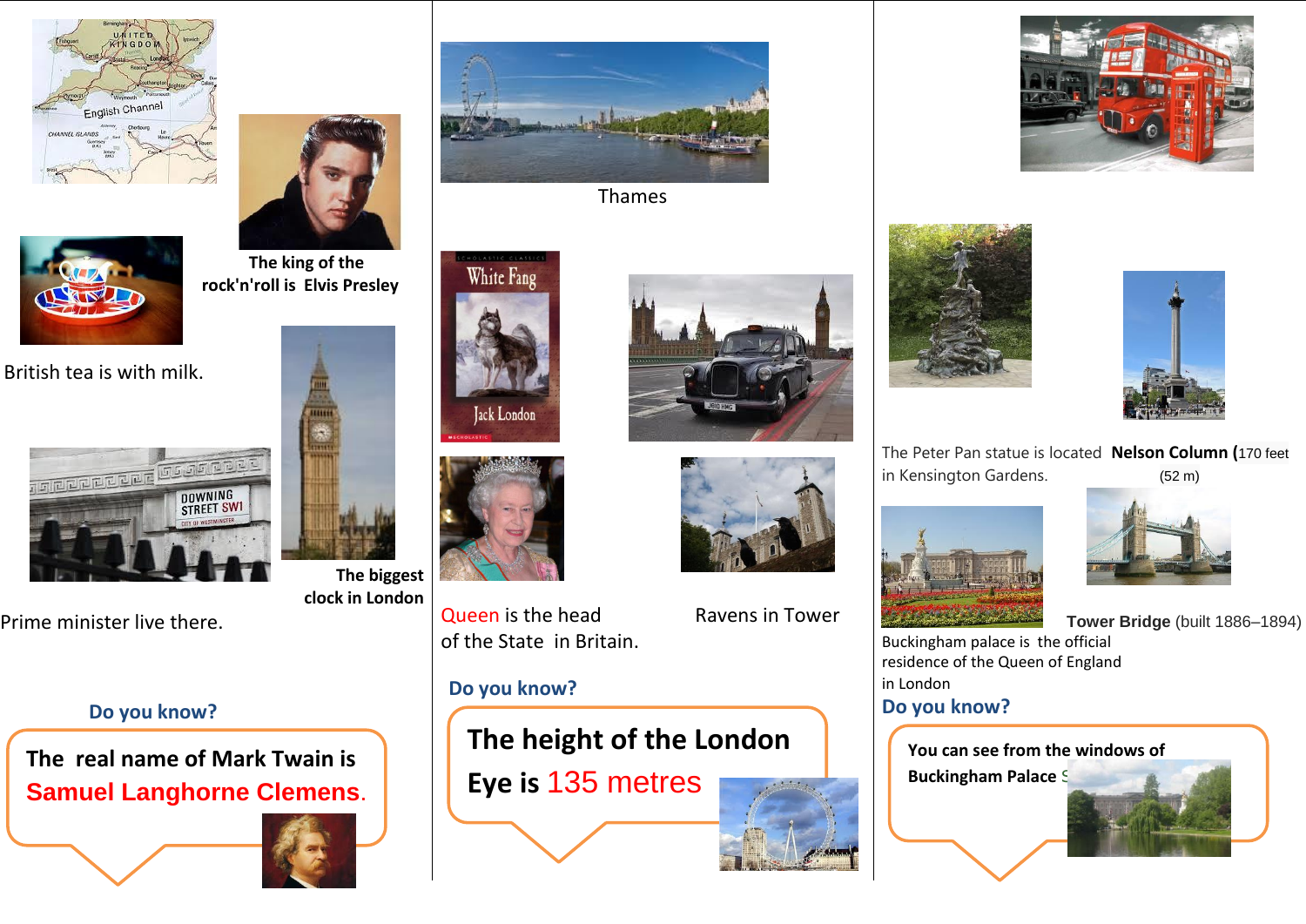The king of the rock'n'roll is Elvis Presley

British tea is with milk.

The biggest clock in London

Prime minister live there.

**Do you know?**

**The real name of Mark Twain is Samuel Langhorne Clemens.**

Thames

Queen is the head of the State in Britain.

Ravens in Tower

**Do you know?**

**The height of the London Eye is 135 metres**

The Peter Pan statue is located in Kensington Gardens.

**Nelson Column (**170 feet (52 m)

**Tower Bridge** (built 1886–1894)

Buckingham palace is the official residence of the Queen of England in London

**Do you know?**

**You can see from the windows of Buckingham Palace S**